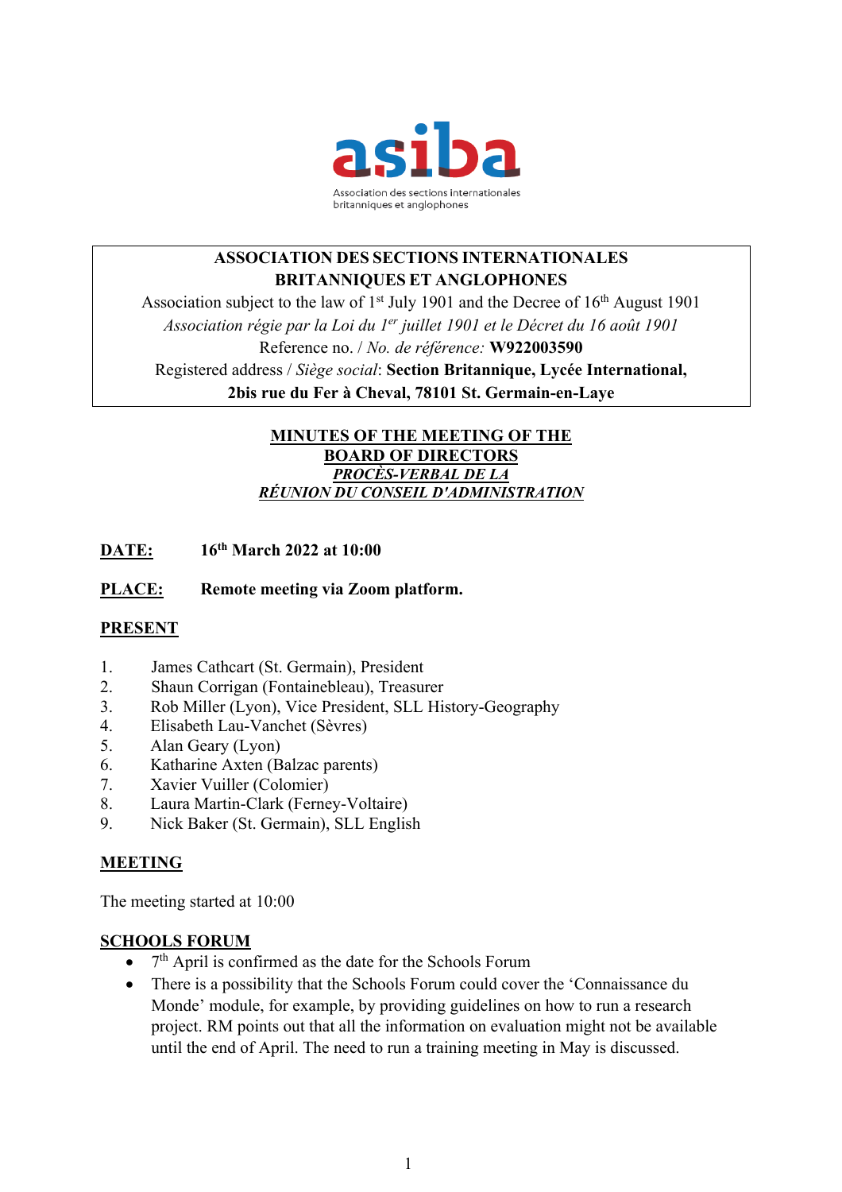asiba

Association des sections internationales britanniques et anglophones

**ASSOCIATION DES SECTIONS INTERNATIONALES BRITANNIQUES ET ANGLOPHONES**

Association subject to the law of 1st July 1901 and the Decree of 16th August 1901

*Association régie par la Loi du 1er juillet 1901 et le Décret du 16 août 1901*

Reference no. / *No. de référence:* **W922003590**

Registered address / *Siège social*: **Section Britannique, Lycée International, 2bis rue du Fer à Cheval, 78101 St. Germain-en-Laye**

# MINUTES OF THE MEETING OF THE BOARD OF DIRECTORS

## *PROCÈS-VERBAL DE LA RÉUNION DU CONSEIL D'ADMINISTRATION*

**DATE:** **16th March 2022 at 10:00**

**PLACE:** **Remote meeting via Zoom platform.**

## PRESENT

1. James Cathcart (St. Germain), President
2. Shaun Corrigan (Fontainebleau), Treasurer
3. Rob Miller (Lyon), Vice President, SLL History-Geography
4. Elisabeth Lau-Vanchet (Sèvres)
5. Alan Geary (Lyon)
6. Katharine Axten (Balzac parents)
7. Xavier Vuiller (Colomier)
8. Laura Martin-Clark (Ferney-Voltaire)
9. Nick Baker (St. Germain), SLL English

## MEETING

The meeting started at 10:00

## SCHOOLS FORUM

- 7th April is confirmed as the date for the Schools Forum
- There is a possibility that the Schools Forum could cover the 'Connaissance du Monde' module, for example, by providing guidelines on how to run a research project. RM points out that all the information on evaluation might not be available until the end of April. The need to run a training meeting in May is discussed.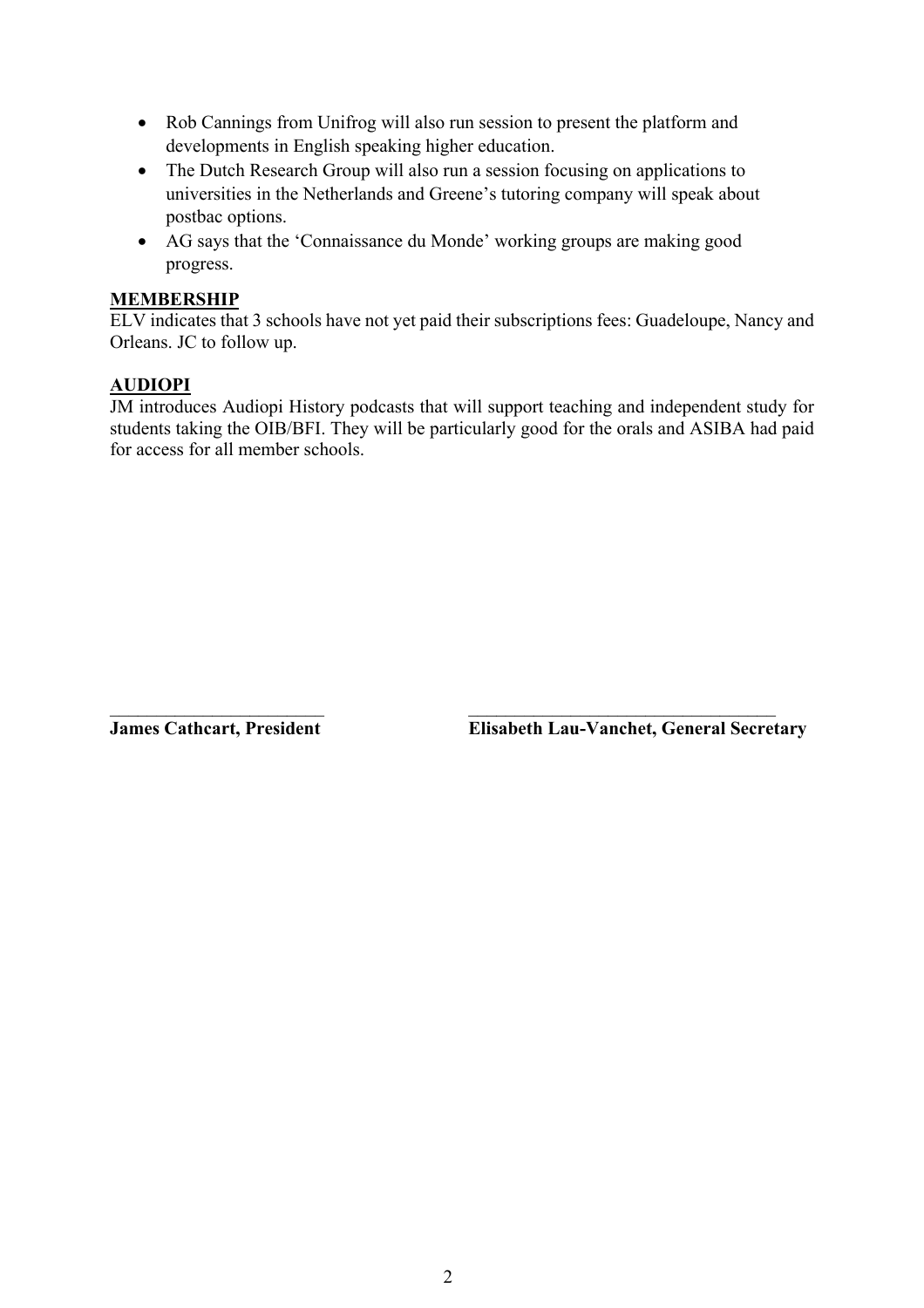- Rob Cannings from Unifrog will also run session to present the platform and developments in English speaking higher education.
- The Dutch Research Group will also run a session focusing on applications to universities in the Netherlands and Greene's tutoring company will speak about postbac options.
- AG says that the 'Connaissance du Monde' working groups are making good progress.

**MEMBERSHIP**

ELV indicates that 3 schools have not yet paid their subscriptions fees: Guadeloupe, Nancy and Orleans. JC to follow up.

**AUDIOPI**

JM introduces Audiopi History podcasts that will support teaching and independent study for students taking the OIB/BFI. They will be particularly good for the orals and ASIBA had paid for access for all member schools.

________________________ ________________________________

**James Cathcart, President** **Elisabeth Lau-Vanchet, General Secretary**